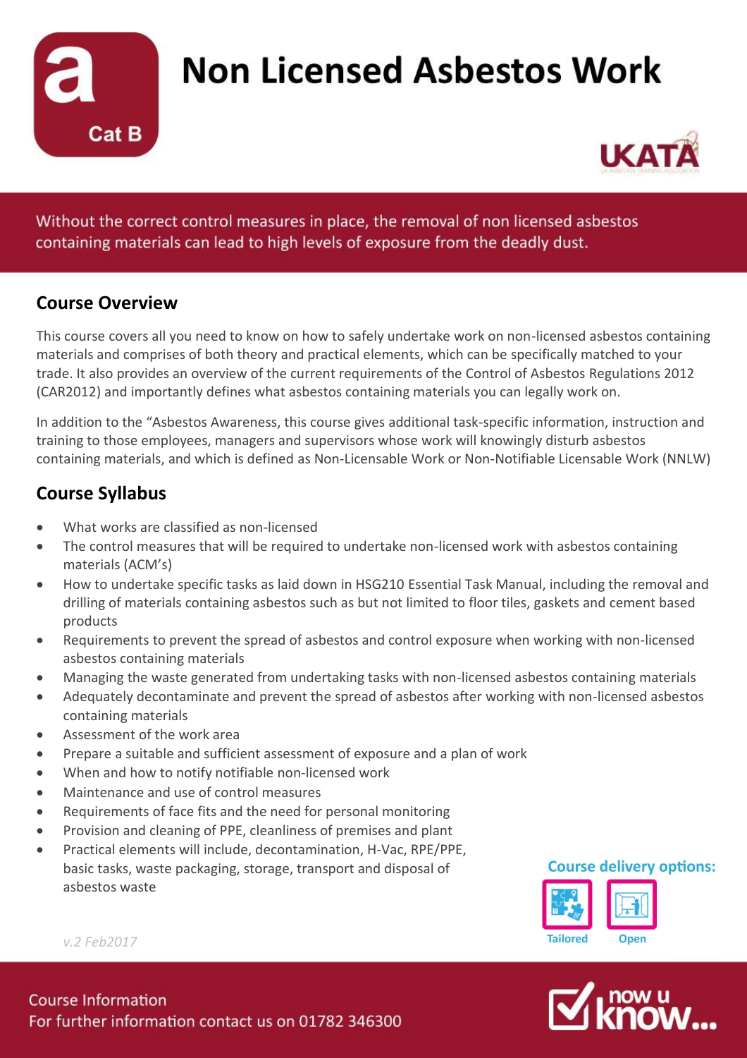# Non Licensed Asbestos Work

Cat B

Without the correct control measures in place, the removal of non licensed asbestos containing materials can lead to high levels of exposure from the deadly dust.

## Course Overview

This course covers all you need to know on how to safely undertake work on non-licensed asbestos containing materials and comprises of both theory and practical elements, which can be specifically matched to your trade. It also provides an overview of the current requirements of the Control of Asbestos Regulations 2012 (CAR2012) and importantly defines what asbestos containing materials you can legally work on.

In addition to the "Asbestos Awareness, this course gives additional task-specific information, instruction and training to those employees, managers and supervisors whose work will knowingly disturb asbestos containing materials, and which is defined as Non-Licensable Work or Non-Notifiable Licensable Work (NNLW)

## Course Syllabus

- What works are classified as non-licensed
- The control measures that will be required to undertake non-licensed work with asbestos containing materials (ACM's)
- How to undertake specific tasks as laid down in HSG210 Essential Task Manual, including the removal and drilling of materials containing asbestos such as but not limited to floor tiles, gaskets and cement based products
- Requirements to prevent the spread of asbestos and control exposure when working with non-licensed asbestos containing materials
- Managing the waste generated from undertaking tasks with non-licensed asbestos containing materials
- Adequately decontaminate and prevent the spread of asbestos after working with non-licensed asbestos containing materials
- Assessment of the work area
- Prepare a suitable and sufficient assessment of exposure and a plan of work
- When and how to notify notifiable non-licensed work
- Maintenance and use of control measures
- Requirements of face fits and the need for personal monitoring
- Provision and cleaning of PPE, cleanliness of premises and plant
- Practical elements will include, decontamination, H-Vac, RPE/PPE, basic tasks, waste packaging, storage, transport and disposal of asbestos waste

**Course delivery options:**

Tailored | Open

*v.2 Feb2017*

Course Information
For further information contact us on 01782 346300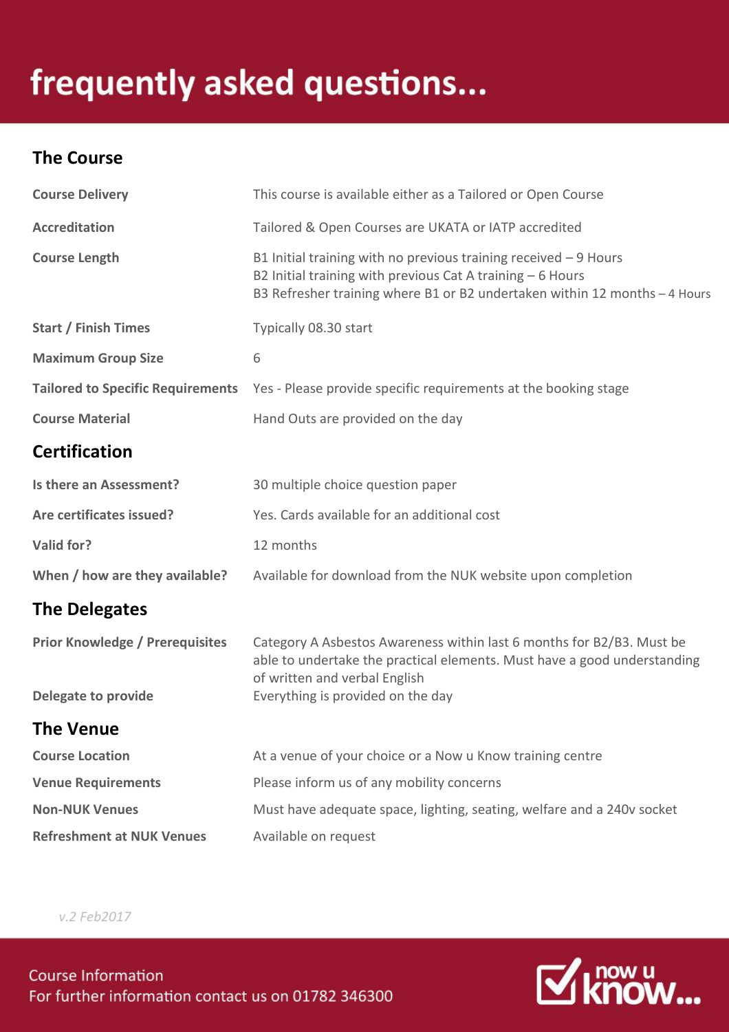# frequently asked questions...

## The Course

| | |
|---|---|
| **Course Delivery** | This course is available either as a Tailored or Open Course |
| **Accreditation** | Tailored & Open Courses are UKATA or IATP accredited |
| **Course Length** | B1 Initial training with no previous training received – 9 Hours<br>B2 Initial training with previous Cat A training – 6 Hours<br>B3 Refresher training where B1 or B2 undertaken within 12 months – 4 Hours |
| **Start / Finish Times** | Typically 08.30 start |
| **Maximum Group Size** | 6 |
| **Tailored to Specific Requirements** | Yes - Please provide specific requirements at the booking stage |
| **Course Material** | Hand Outs are provided on the day |

## Certification

| | |
|---|---|
| **Is there an Assessment?** | 30 multiple choice question paper |
| **Are certificates issued?** | Yes. Cards available for an additional cost |
| **Valid for?** | 12 months |
| **When / how are they available?** | Available for download from the NUK website upon completion |

## The Delegates

| | |
|---|---|
| **Prior Knowledge / Prerequisites** | Category A Asbestos Awareness within last 6 months for B2/B3. Must be able to undertake the practical elements. Must have a good understanding of written and verbal English |
| **Delegate to provide** | Everything is provided on the day |

## The Venue

| | |
|---|---|
| **Course Location** | At a venue of your choice or a Now u Know training centre |
| **Venue Requirements** | Please inform us of any mobility concerns |
| **Non-NUK Venues** | Must have adequate space, lighting, seating, welfare and a 240v socket |
| **Refreshment at NUK Venues** | Available on request |

*v.2 Feb2017*

Course Information
For further information contact us on 01782 346300

now u know...